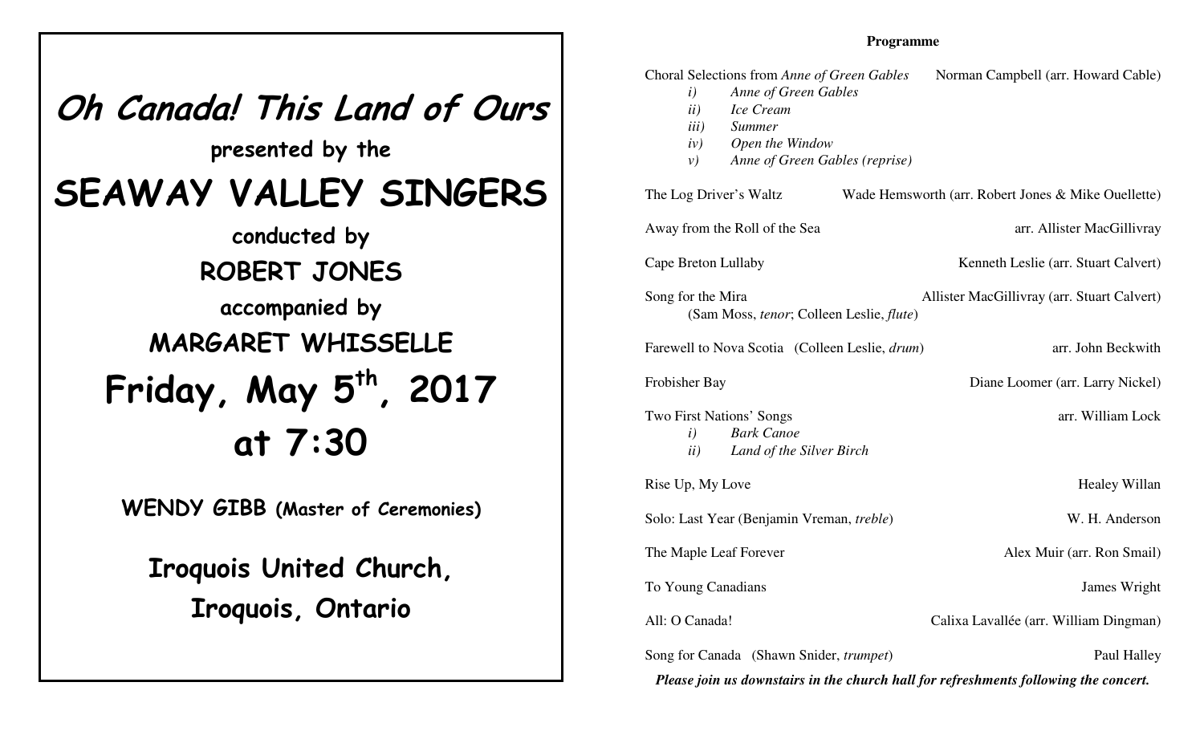# *Oh Canada! This Land of Ours*

**presented by the**

## SEAWAY VALLEY SINGERS

**conducted by**

**ROBERT JONES**

**accompanied by**

**MARGARET WHISSELLE**

## Friday, May 5th, 2017

## at 7:30

**WENDY GIBB (Master of Ceremonies)**

**Iroquois United Church, Iroquois, Ontario**

### Programme

Choral Selections from *Anne of Green Gables* — Norman Campbell (arr. Howard Cable)

- *i)* *Anne of Green Gables*
- *ii)* *Ice Cream*
- *iii)* *Summer*
- *iv)* *Open the Window*
- *v)* *Anne of Green Gables (reprise)*

The Log Driver's Waltz — Wade Hemsworth (arr. Robert Jones & Mike Ouellette)

Away from the Roll of the Sea — arr. Allister MacGillivray

Cape Breton Lullaby — Kenneth Leslie (arr. Stuart Calvert)

Song for the Mira — Allister MacGillivray (arr. Stuart Calvert)
(Sam Moss, *tenor*; Colleen Leslie, *flute*)

Farewell to Nova Scotia (Colleen Leslie, *drum*) — arr. John Beckwith

Frobisher Bay — Diane Loomer (arr. Larry Nickel)

Two First Nations' Songs — arr. William Lock

- *i)* *Bark Canoe*
- *ii)* *Land of the Silver Birch*

Rise Up, My Love — Healey Willan

Solo: Last Year (Benjamin Vreman, *treble*) — W. H. Anderson

The Maple Leaf Forever — Alex Muir (arr. Ron Smail)

To Young Canadians — James Wright

All: O Canada! — Calixa Lavallée (arr. William Dingman)

Song for Canada (Shawn Snider, *trumpet*) — Paul Halley

***Please join us downstairs in the church hall for refreshments following the concert.***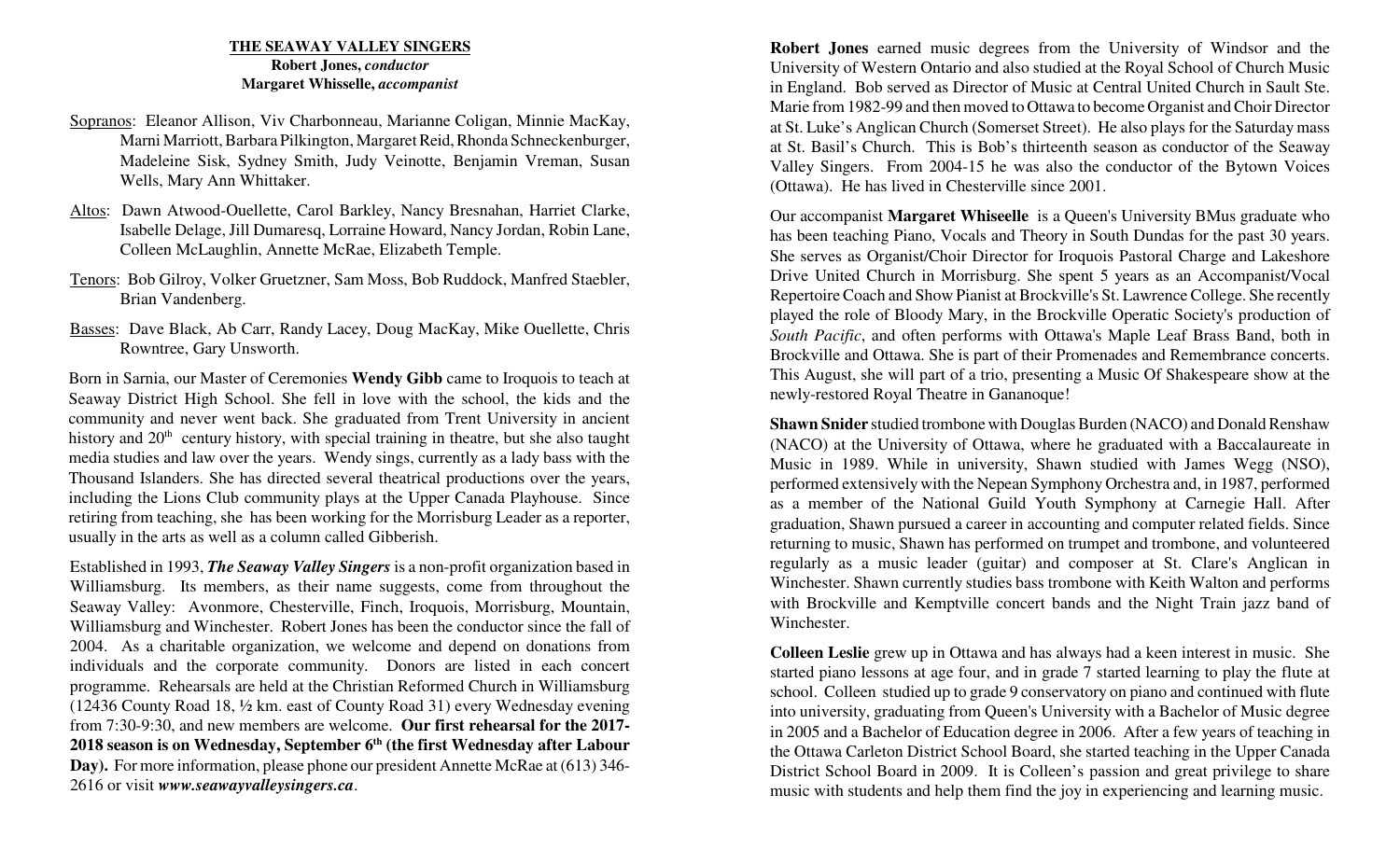## THE SEAWAY VALLEY SINGERS

**Robert Jones,** ***conductor***

**Margaret Whisselle,** ***accompanist***

Sopranos: Eleanor Allison, Viv Charbonneau, Marianne Coligan, Minnie MacKay, Marni Marriott, Barbara Pilkington, Margaret Reid, Rhonda Schneckenburger, Madeleine Sisk, Sydney Smith, Judy Veinotte, Benjamin Vreman, Susan Wells, Mary Ann Whittaker.

Altos: Dawn Atwood-Ouellette, Carol Barkley, Nancy Bresnahan, Harriet Clarke, Isabelle Delage, Jill Dumaresq, Lorraine Howard, Nancy Jordan, Robin Lane, Colleen McLaughlin, Annette McRae, Elizabeth Temple.

Tenors: Bob Gilroy, Volker Gruetzner, Sam Moss, Bob Ruddock, Manfred Staebler, Brian Vandenberg.

Basses: Dave Black, Ab Carr, Randy Lacey, Doug MacKay, Mike Ouellette, Chris Rowntree, Gary Unsworth.

Born in Sarnia, our Master of Ceremonies **Wendy Gibb** came to Iroquois to teach at Seaway District High School. She fell in love with the school, the kids and the community and never went back. She graduated from Trent University in ancient history and 20th century history, with special training in theatre, but she also taught media studies and law over the years. Wendy sings, currently as a lady bass with the Thousand Islanders. She has directed several theatrical productions over the years, including the Lions Club community plays at the Upper Canada Playhouse. Since retiring from teaching, she has been working for the Morrisburg Leader as a reporter, usually in the arts as well as a column called Gibberish.

Established in 1993, ***The Seaway Valley Singers*** is a non-profit organization based in Williamsburg. Its members, as their name suggests, come from throughout the Seaway Valley: Avonmore, Chesterville, Finch, Iroquois, Morrisburg, Mountain, Williamsburg and Winchester. Robert Jones has been the conductor since the fall of 2004. As a charitable organization, we welcome and depend on donations from individuals and the corporate community. Donors are listed in each concert programme. Rehearsals are held at the Christian Reformed Church in Williamsburg (12436 County Road 18, ½ km. east of County Road 31) every Wednesday evening from 7:30-9:30, and new members are welcome. **Our first rehearsal for the 2017-2018 season is on Wednesday, September 6th (the first Wednesday after Labour Day).** For more information, please phone our president Annette McRae at (613) 346-2616 or visit ***www.seawayvalleysingers.ca***.

**Robert Jones** earned music degrees from the University of Windsor and the University of Western Ontario and also studied at the Royal School of Church Music in England. Bob served as Director of Music at Central United Church in Sault Ste. Marie from 1982-99 and then moved to Ottawa to become Organist and Choir Director at St. Luke's Anglican Church (Somerset Street). He also plays for the Saturday mass at St. Basil's Church. This is Bob's thirteenth season as conductor of the Seaway Valley Singers. From 2004-15 he was also the conductor of the Bytown Voices (Ottawa). He has lived in Chesterville since 2001.

Our accompanist **Margaret Whiseelle** is a Queen's University BMus graduate who has been teaching Piano, Vocals and Theory in South Dundas for the past 30 years. She serves as Organist/Choir Director for Iroquois Pastoral Charge and Lakeshore Drive United Church in Morrisburg. She spent 5 years as an Accompanist/Vocal Repertoire Coach and Show Pianist at Brockville's St. Lawrence College. She recently played the role of Bloody Mary, in the Brockville Operatic Society's production of *South Pacific*, and often performs with Ottawa's Maple Leaf Brass Band, both in Brockville and Ottawa. She is part of their Promenades and Remembrance concerts. This August, she will part of a trio, presenting a Music Of Shakespeare show at the newly-restored Royal Theatre in Gananoque!

**Shawn Snider** studied trombone with Douglas Burden (NACO) and Donald Renshaw (NACO) at the University of Ottawa, where he graduated with a Baccalaureate in Music in 1989. While in university, Shawn studied with James Wegg (NSO), performed extensively with the Nepean Symphony Orchestra and, in 1987, performed as a member of the National Guild Youth Symphony at Carnegie Hall. After graduation, Shawn pursued a career in accounting and computer related fields. Since returning to music, Shawn has performed on trumpet and trombone, and volunteered regularly as a music leader (guitar) and composer at St. Clare's Anglican in Winchester. Shawn currently studies bass trombone with Keith Walton and performs with Brockville and Kemptville concert bands and the Night Train jazz band of Winchester.

**Colleen Leslie** grew up in Ottawa and has always had a keen interest in music. She started piano lessons at age four, and in grade 7 started learning to play the flute at school. Colleen studied up to grade 9 conservatory on piano and continued with flute into university, graduating from Queen's University with a Bachelor of Music degree in 2005 and a Bachelor of Education degree in 2006. After a few years of teaching in the Ottawa Carleton District School Board, she started teaching in the Upper Canada District School Board in 2009. It is Colleen's passion and great privilege to share music with students and help them find the joy in experiencing and learning music.